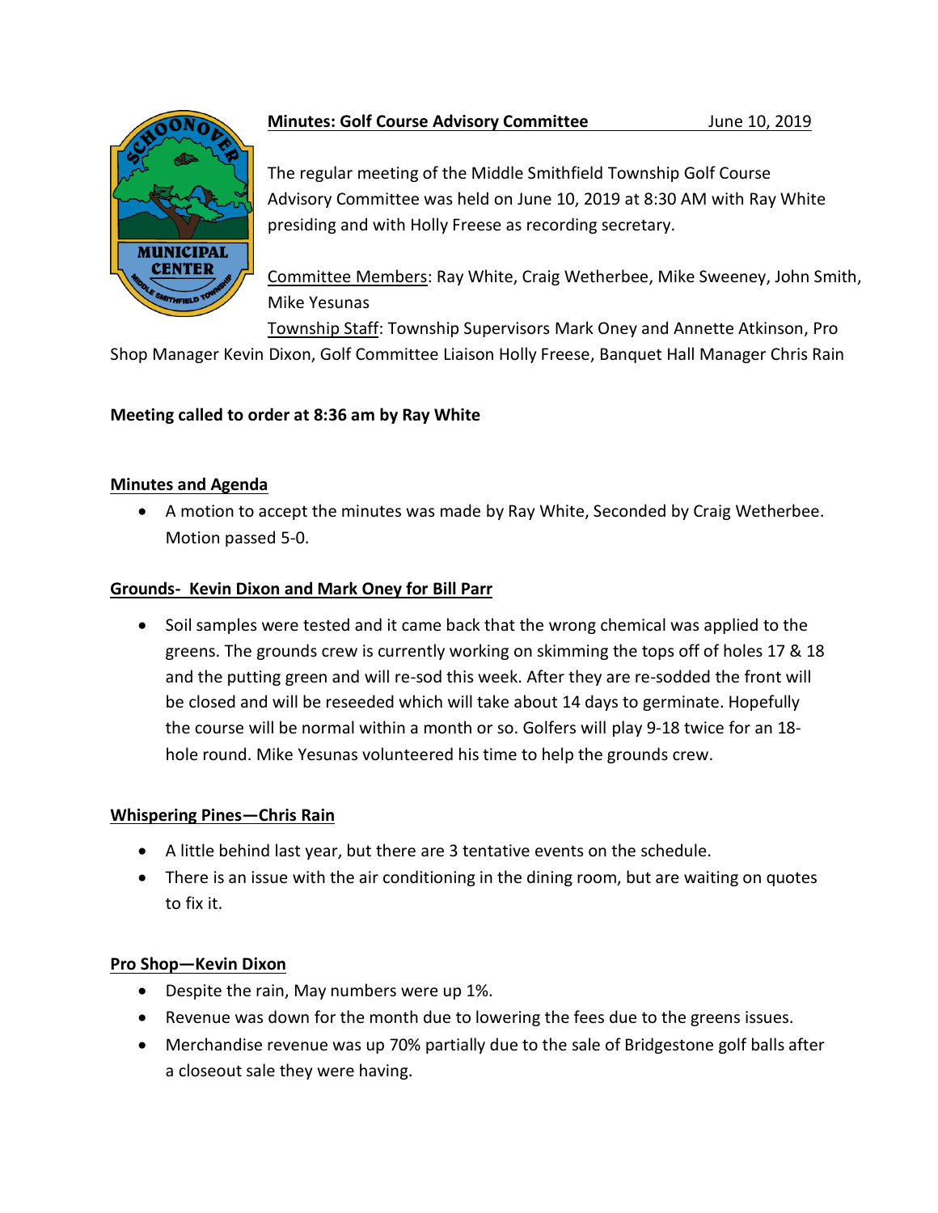**Minutes: Golf Course Advisory Committee** June 10, 2019

The regular meeting of the Middle Smithfield Township Golf Course Advisory Committee was held on June 10, 2019 at 8:30 AM with Ray White presiding and with Holly Freese as recording secretary.

Committee Members: Ray White, Craig Wetherbee, Mike Sweeney, John Smith, Mike Yesunas

Township Staff: Township Supervisors Mark Oney and Annette Atkinson, Pro Shop Manager Kevin Dixon, Golf Committee Liaison Holly Freese, Banquet Hall Manager Chris Rain

**Meeting called to order at 8:36 am by Ray White**

## Minutes and Agenda

- A motion to accept the minutes was made by Ray White, Seconded by Craig Wetherbee. Motion passed 5-0.

## Grounds- Kevin Dixon and Mark Oney for Bill Parr

- Soil samples were tested and it came back that the wrong chemical was applied to the greens. The grounds crew is currently working on skimming the tops off of holes 17 & 18 and the putting green and will re-sod this week. After they are re-sodded the front will be closed and will be reseeded which will take about 14 days to germinate. Hopefully the course will be normal within a month or so. Golfers will play 9-18 twice for an 18-hole round. Mike Yesunas volunteered his time to help the grounds crew.

## Whispering Pines—Chris Rain

- A little behind last year, but there are 3 tentative events on the schedule.
- There is an issue with the air conditioning in the dining room, but are waiting on quotes to fix it.

## Pro Shop—Kevin Dixon

- Despite the rain, May numbers were up 1%.
- Revenue was down for the month due to lowering the fees due to the greens issues.
- Merchandise revenue was up 70% partially due to the sale of Bridgestone golf balls after a closeout sale they were having.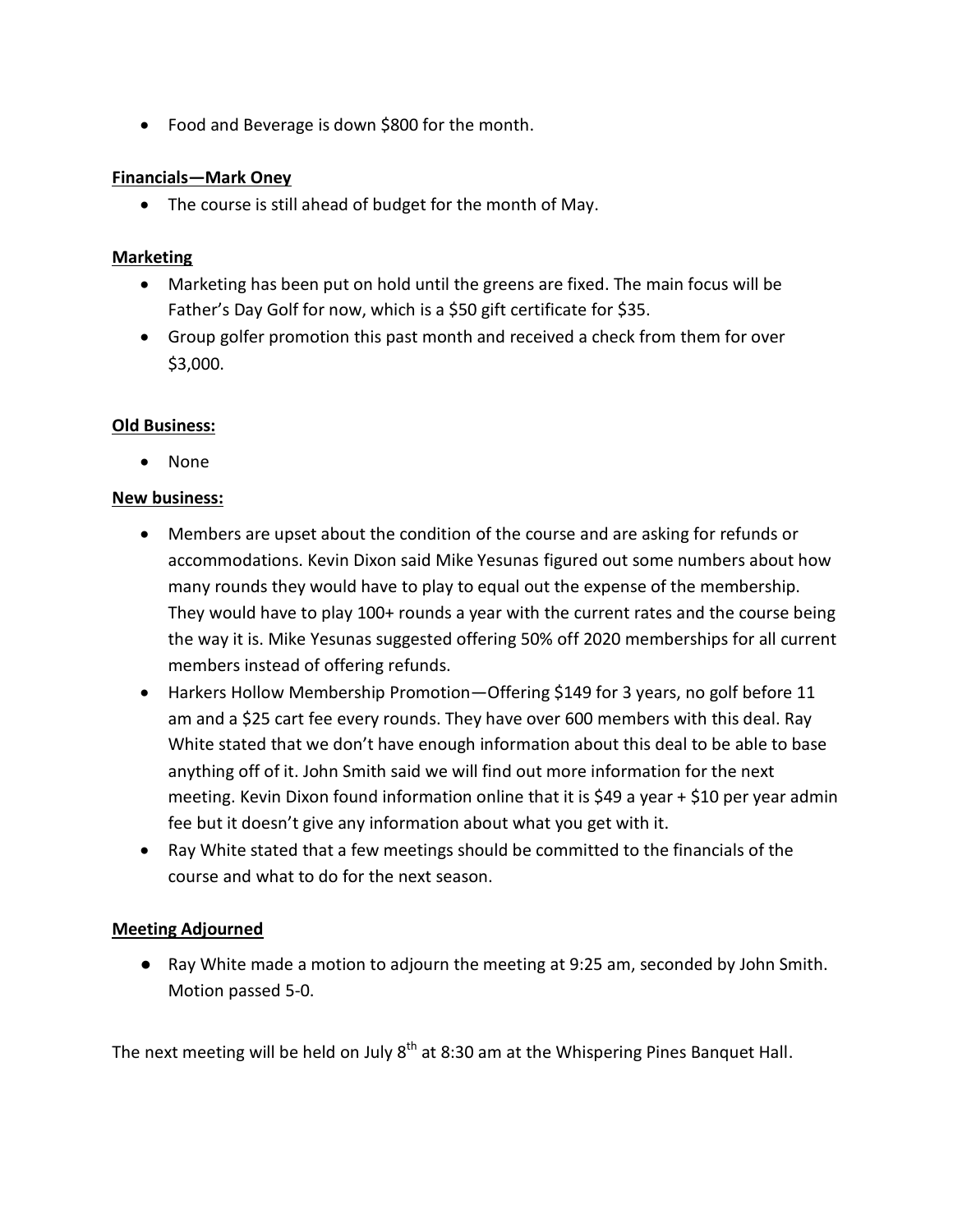- Food and Beverage is down $800 for the month.

**Financials—Mark Oney**

- The course is still ahead of budget for the month of May.

**Marketing**

- Marketing has been put on hold until the greens are fixed. The main focus will be Father's Day Golf for now, which is a $50 gift certificate for $35.
- Group golfer promotion this past month and received a check from them for over $3,000.

**Old Business:**

- None

**New business:**

- Members are upset about the condition of the course and are asking for refunds or accommodations. Kevin Dixon said Mike Yesunas figured out some numbers about how many rounds they would have to play to equal out the expense of the membership. They would have to play 100+ rounds a year with the current rates and the course being the way it is. Mike Yesunas suggested offering 50% off 2020 memberships for all current members instead of offering refunds.
- Harkers Hollow Membership Promotion—Offering $149 for 3 years, no golf before 11 am and a $25 cart fee every rounds. They have over 600 members with this deal. Ray White stated that we don't have enough information about this deal to be able to base anything off of it. John Smith said we will find out more information for the next meeting. Kevin Dixon found information online that it is $49 a year + $10 per year admin fee but it doesn't give any information about what you get with it.
- Ray White stated that a few meetings should be committed to the financials of the course and what to do for the next season.

**Meeting Adjourned**

- Ray White made a motion to adjourn the meeting at 9:25 am, seconded by John Smith. Motion passed 5-0.

The next meeting will be held on July 8th at 8:30 am at the Whispering Pines Banquet Hall.